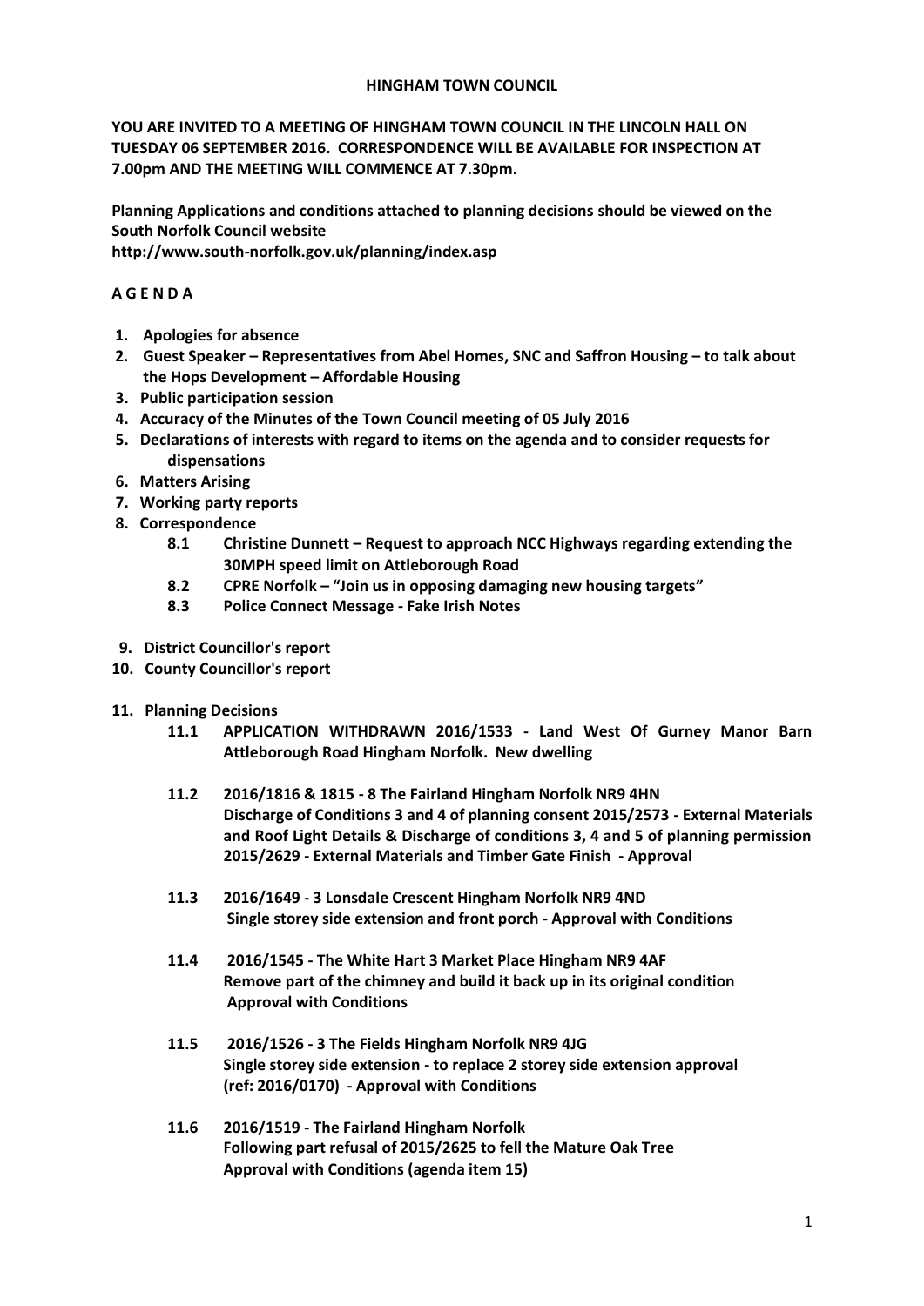# HINGHAM TOWN COUNCIL

**YOU ARE INVITED TO A MEETING OF HINGHAM TOWN COUNCIL IN THE LINCOLN HALL ON TUESDAY 06 SEPTEMBER 2016. CORRESPONDENCE WILL BE AVAILABLE FOR INSPECTION AT 7.00pm AND THE MEETING WILL COMMENCE AT 7.30pm.**

**Planning Applications and conditions attached to planning decisions should be viewed on the South Norfolk Council website**
**http://www.south-norfolk.gov.uk/planning/index.asp**

## A G E N D A

1. **Apologies for absence**
2. **Guest Speaker – Representatives from Abel Homes, SNC and Saffron Housing – to talk about the Hops Development – Affordable Housing**
3. **Public participation session**
4. **Accuracy of the Minutes of the Town Council meeting of 05 July 2016**
5. **Declarations of interests with regard to items on the agenda and to consider requests for dispensations**
6. **Matters Arising**
7. **Working party reports**
8. **Correspondence**
   - **8.1 Christine Dunnett – Request to approach NCC Highways regarding extending the 30MPH speed limit on Attleborough Road**
   - **8.2 CPRE Norfolk – "Join us in opposing damaging new housing targets"**
   - **8.3 Police Connect Message - Fake Irish Notes**
9. **District Councillor's report**
10. **County Councillor's report**
11. **Planning Decisions**
    - **11.1 APPLICATION WITHDRAWN 2016/1533 - Land West Of Gurney Manor Barn Attleborough Road Hingham Norfolk. New dwelling**
    - **11.2 2016/1816 & 1815 - 8 The Fairland Hingham Norfolk NR9 4HN**
      **Discharge of Conditions 3 and 4 of planning consent 2015/2573 - External Materials and Roof Light Details & Discharge of conditions 3, 4 and 5 of planning permission 2015/2629 - External Materials and Timber Gate Finish - Approval**
    - **11.3 2016/1649 - 3 Lonsdale Crescent Hingham Norfolk NR9 4ND**
      **Single storey side extension and front porch - Approval with Conditions**
    - **11.4 2016/1545 - The White Hart 3 Market Place Hingham NR9 4AF**
      **Remove part of the chimney and build it back up in its original condition**
      **Approval with Conditions**
    - **11.5 2016/1526 - 3 The Fields Hingham Norfolk NR9 4JG**
      **Single storey side extension - to replace 2 storey side extension approval (ref: 2016/0170) - Approval with Conditions**
    - **11.6 2016/1519 - The Fairland Hingham Norfolk**
      **Following part refusal of 2015/2625 to fell the Mature Oak Tree**
      **Approval with Conditions (agenda item 15)**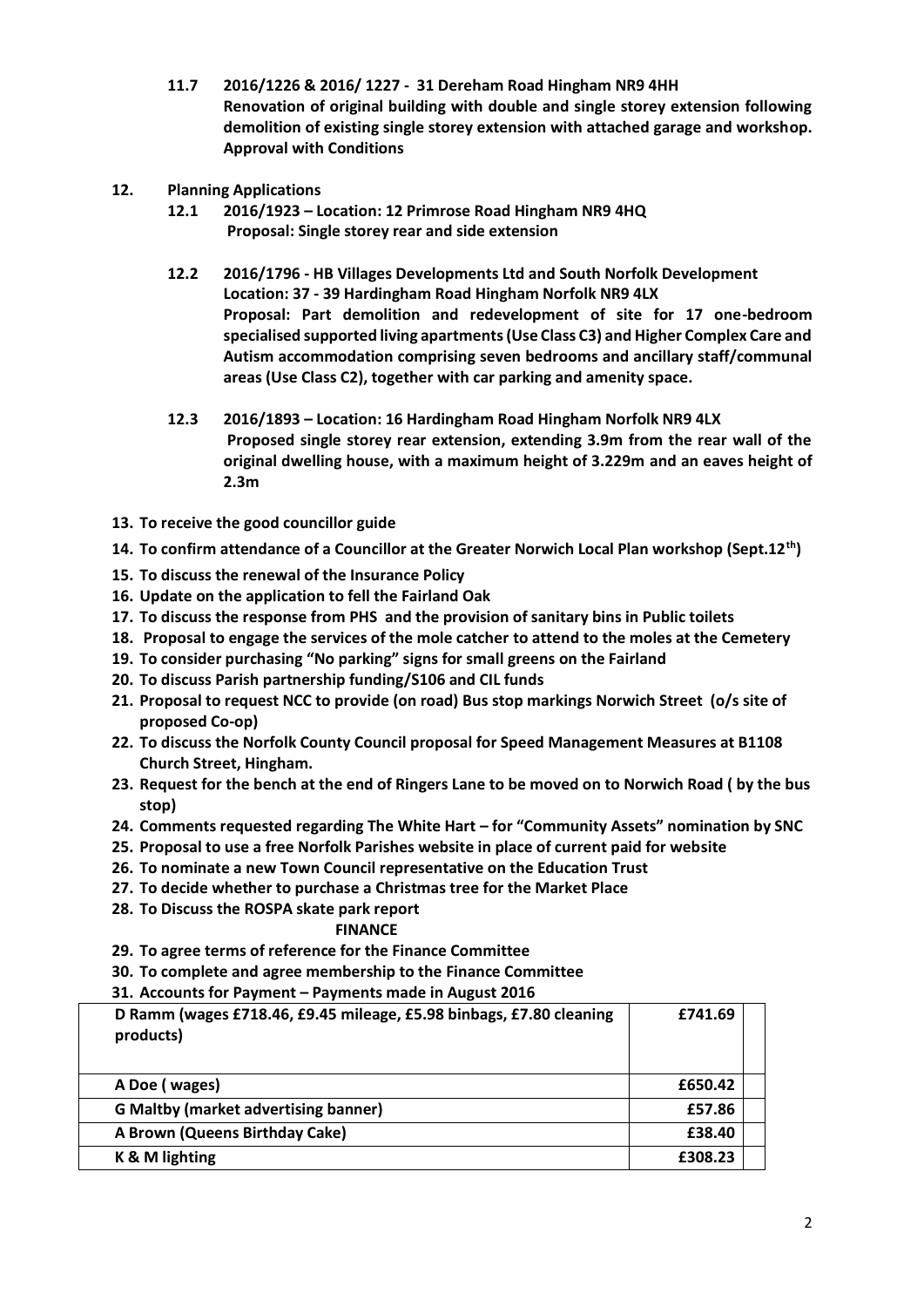**11.7 2016/1226 & 2016/ 1227 - 31 Dereham Road Hingham NR9 4HH**
**Renovation of original building with double and single storey extension following demolition of existing single storey extension with attached garage and workshop. Approval with Conditions**

**12. Planning Applications**

**12.1 2016/1923 – Location: 12 Primrose Road Hingham NR9 4HQ**
**Proposal: Single storey rear and side extension**

**12.2 2016/1796 - HB Villages Developments Ltd and South Norfolk Development**
**Location: 37 - 39 Hardingham Road Hingham Norfolk NR9 4LX**
**Proposal: Part demolition and redevelopment of site for 17 one-bedroom specialised supported living apartments (Use Class C3) and Higher Complex Care and Autism accommodation comprising seven bedrooms and ancillary staff/communal areas (Use Class C2), together with car parking and amenity space.**

**12.3 2016/1893 – Location: 16 Hardingham Road Hingham Norfolk NR9 4LX**
**Proposed single storey rear extension, extending 3.9m from the rear wall of the original dwelling house, with a maximum height of 3.229m and an eaves height of 2.3m**

13. **To receive the good councillor guide**
14. **To confirm attendance of a Councillor at the Greater Norwich Local Plan workshop (Sept.12th)**
15. **To discuss the renewal of the Insurance Policy**
16. **Update on the application to fell the Fairland Oak**
17. **To discuss the response from PHS and the provision of sanitary bins in Public toilets**
18. **Proposal to engage the services of the mole catcher to attend to the moles at the Cemetery**
19. **To consider purchasing "No parking" signs for small greens on the Fairland**
20. **To discuss Parish partnership funding/S106 and CIL funds**
21. **Proposal to request NCC to provide (on road) Bus stop markings Norwich Street (o/s site of proposed Co-op)**
22. **To discuss the Norfolk County Council proposal for Speed Management Measures at B1108 Church Street, Hingham.**
23. **Request for the bench at the end of Ringers Lane to be moved on to Norwich Road ( by the bus stop)**
24. **Comments requested regarding The White Hart – for "Community Assets" nomination by SNC**
25. **Proposal to use a free Norfolk Parishes website in place of current paid for website**
26. **To nominate a new Town Council representative on the Education Trust**
27. **To decide whether to purchase a Christmas tree for the Market Place**
28. **To Discuss the ROSPA skate park report**

**FINANCE**

29. **To agree terms of reference for the Finance Committee**
30. **To complete and agree membership to the Finance Committee**
31. **Accounts for Payment – Payments made in August 2016**

| | | |
|---|---|---|
| **D Ramm (wages £718.46, £9.45 mileage, £5.98 binbags, £7.80 cleaning products)** | **£741.69** | |
| **A Doe ( wages)** | **£650.42** | |
| **G Maltby (market advertising banner)** | **£57.86** | |
| **A Brown (Queens Birthday Cake)** | **£38.40** | |
| **K & M lighting** | **£308.23** | |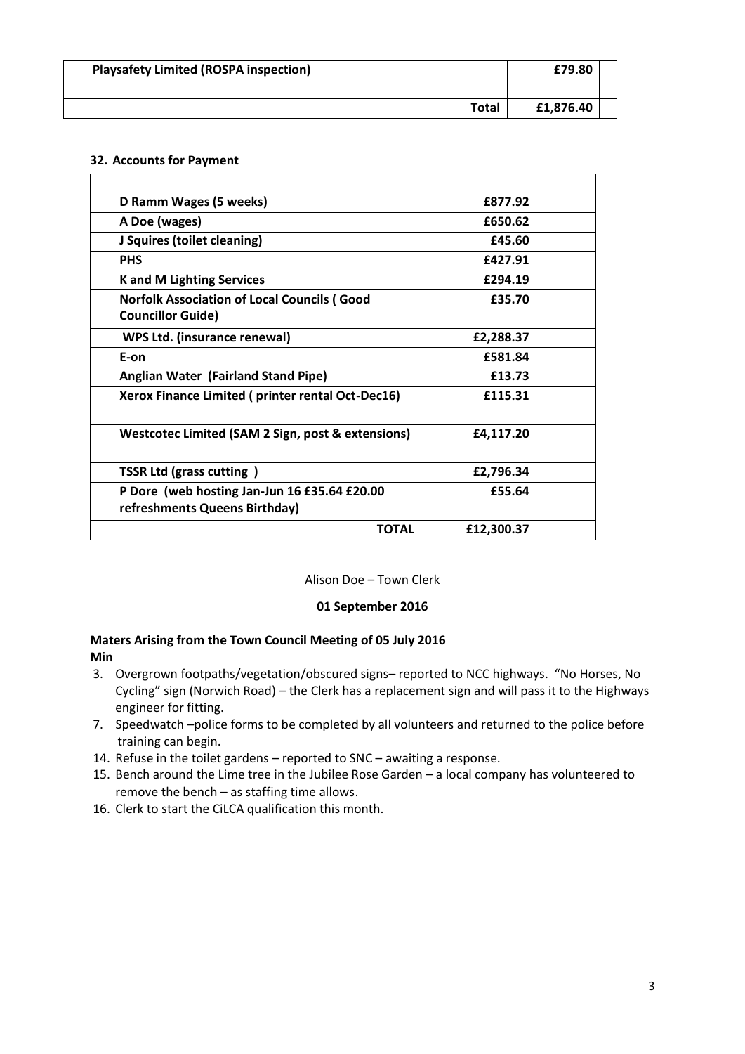| | | |
|---|---|---|
| **Playsafety Limited (ROSPA inspection)** | **£79.80** | |
| **Total** | **£1,876.40** | |

**32. Accounts for Payment**

| | | |
|---|---|---|
| | | |
| **D Ramm Wages (5 weeks)** | **£877.92** | |
| **A Doe (wages)** | **£650.62** | |
| **J Squires (toilet cleaning)** | **£45.60** | |
| **PHS** | **£427.91** | |
| **K and M Lighting Services** | **£294.19** | |
| **Norfolk Association of Local Councils ( Good Councillor Guide)** | **£35.70** | |
| **WPS Ltd. (insurance renewal)** | **£2,288.37** | |
| **E-on** | **£581.84** | |
| **Anglian Water (Fairland Stand Pipe)** | **£13.73** | |
| **Xerox Finance Limited ( printer rental Oct-Dec16)** | **£115.31** | |
| **Westcotec Limited (SAM 2 Sign, post & extensions)** | **£4,117.20** | |
| **TSSR Ltd (grass cutting )** | **£2,796.34** | |
| **P Dore (web hosting Jan-Jun 16 £35.64 £20.00 refreshments Queens Birthday)** | **£55.64** | |
| **TOTAL** | **£12,300.37** | |

Alison Doe – Town Clerk

**01 September 2016**

**Maters Arising from the Town Council Meeting of 05 July 2016**
**Min**

3. Overgrown footpaths/vegetation/obscured signs– reported to NCC highways. "No Horses, No Cycling" sign (Norwich Road) – the Clerk has a replacement sign and will pass it to the Highways engineer for fitting.
7. Speedwatch –police forms to be completed by all volunteers and returned to the police before training can begin.
14. Refuse in the toilet gardens – reported to SNC – awaiting a response.
15. Bench around the Lime tree in the Jubilee Rose Garden – a local company has volunteered to remove the bench – as staffing time allows.
16. Clerk to start the CiLCA qualification this month.